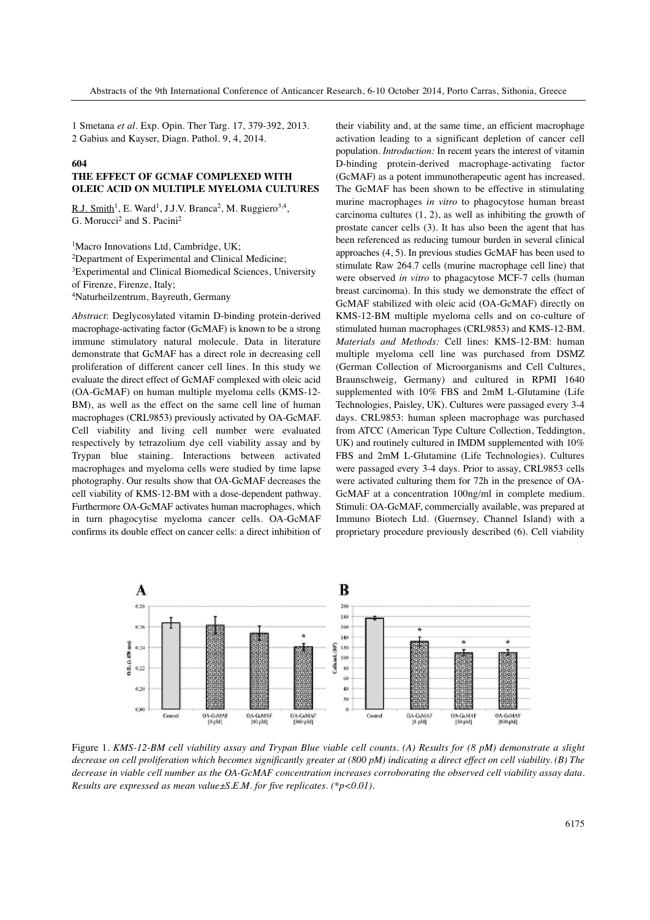1 Smetana *et al*. Exp. Opin. Ther Targ. 17, 379-392, 2013.
2 Gabius and Kayser, Diagn. Pathol. 9, 4, 2014.

**604**

## THE EFFECT OF GCMAF COMPLEXED WITH OLEIC ACID ON MULTIPLE MYELOMA CULTURES

R.J. Smith[1], E. Ward[1], J.J.V. Branca[2], M. Ruggiero[3,4], G. Morucci[2] and S. Pacini[2]

[1]Macro Innovations Ltd, Cambridge, UK;
[2]Department of Experimental and Clinical Medicine;
[3]Experimental and Clinical Biomedical Sciences, University of Firenze, Firenze, Italy;
[4]Naturheilzentrum, Bayreuth, Germany

*Abstract*: Deglycosylated vitamin D-binding protein-derived macrophage-activating factor (GcMAF) is known to be a strong immune stimulatory natural molecule. Data in literature demonstrate that GcMAF has a direct role in decreasing cell proliferation of different cancer cell lines. In this study we evaluate the direct effect of GcMAF complexed with oleic acid (OA-GcMAF) on human multiple myeloma cells (KMS-12-BM), as well as the effect on the same cell line of human macrophages (CRL9853) previously activated by OA-GcMAF. Cell viability and living cell number were evaluated respectively by tetrazolium dye cell viability assay and by Trypan blue staining. Interactions between activated macrophages and myeloma cells were studied by time lapse photography. Our results show that OA-GcMAF decreases the cell viability of KMS-12-BM with a dose-dependent pathway. Furthermore OA-GcMAF activates human macrophages, which in turn phagocytise myeloma cancer cells. OA-GcMAF confirms its double effect on cancer cells: a direct inhibition of their viability and, at the same time, an efficient macrophage activation leading to a significant depletion of cancer cell population. *Introduction:* In recent years the interest of vitamin D-binding protein-derived macrophage-activating factor (GcMAF) as a potent immunotherapeutic agent has increased. The GcMAF has been shown to be effective in stimulating murine macrophages *in vitro* to phagocytose human breast carcinoma cultures (1, 2), as well as inhibiting the growth of prostate cancer cells (3). It has also been the agent that has been referenced as reducing tumour burden in several clinical approaches (4, 5). In previous studies GcMAF has been used to stimulate Raw 264.7 cells (murine macrophage cell line) that were observed *in vitro* to phagacytose MCF-7 cells (human breast carcinoma). In this study we demonstrate the effect of GcMAF stabilized with oleic acid (OA-GcMAF) directly on KMS-12-BM multiple myeloma cells and on co-culture of stimulated human macrophages (CRL9853) and KMS-12-BM. *Materials and Methods:* Cell lines: KMS-12-BM: human multiple myeloma cell line was purchased from DSMZ (German Collection of Microorganisms and Cell Cultures, Braunschweig, Germany) and cultured in RPMI 1640 supplemented with 10% FBS and 2mM L-Glutamine (Life Technologies, Paisley, UK). Cultures were passaged every 3-4 days. CRL9853: human spleen macrophage was purchased from ATCC (American Type Culture Collection, Teddington, UK) and routinely cultured in IMDM supplemented with 10% FBS and 2mM L-Glutamine (Life Technologies). Cultures were passaged every 3-4 days. Prior to assay, CRL9853 cells were activated culturing them for 72h in the presence of OA-GcMAF at a concentration 100ng/ml in complete medium. Stimuli: OA-GcMAF, commercially available, was prepared at Immuno Biotech Ltd. (Guernsey, Channel Island) with a proprietary procedure previously described (6). Cell viability

Figure 1. *KMS-12-BM cell viability assay and Trypan Blue viable cell counts. (A) Results for (8 pM) demonstrate a slight decrease on cell proliferation which becomes significantly greater at (800 pM) indicating a direct effect on cell viability. (B) The decrease in viable cell number as the OA-GcMAF concentration increases corroborating the observed cell viability assay data. Results are expressed as mean value±S.E.M. for five replicates. (\*p<0.01).*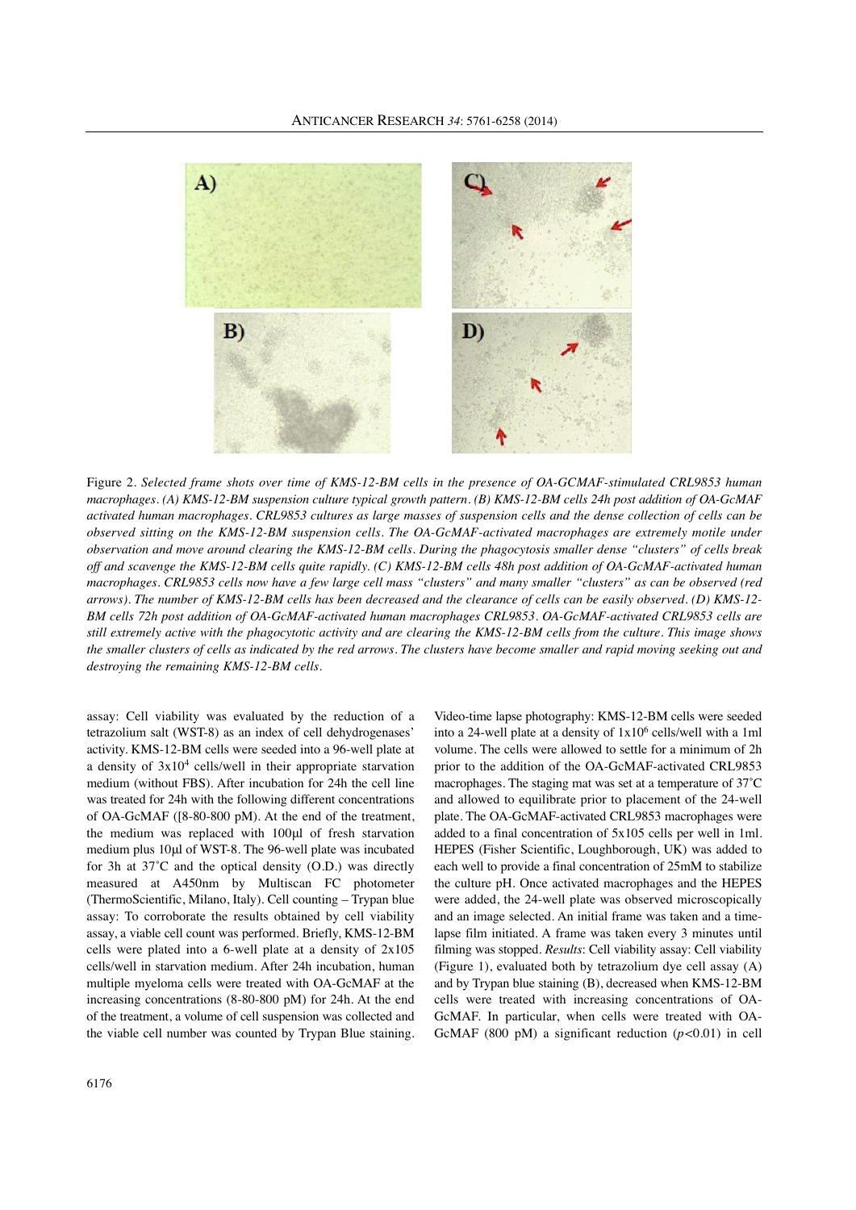Figure 2. *Selected frame shots over time of KMS-12-BM cells in the presence of OA-GCMAF-stimulated CRL9853 human macrophages. (A) KMS-12-BM suspension culture typical growth pattern. (B) KMS-12-BM cells 24h post addition of OA-GcMAF activated human macrophages. CRL9853 cultures as large masses of suspension cells and the dense collection of cells can be observed sitting on the KMS-12-BM suspension cells. The OA-GcMAF-activated macrophages are extremely motile under observation and move around clearing the KMS-12-BM cells. During the phagocytosis smaller dense "clusters" of cells break off and scavenge the KMS-12-BM cells quite rapidly. (C) KMS-12-BM cells 48h post addition of OA-GcMAF-activated human macrophages. CRL9853 cells now have a few large cell mass "clusters" and many smaller "clusters" as can be observed (red arrows). The number of KMS-12-BM cells has been decreased and the clearance of cells can be easily observed. (D) KMS-12-BM cells 72h post addition of OA-GcMAF-activated human macrophages CRL9853. OA-GcMAF-activated CRL9853 cells are still extremely active with the phagocytotic activity and are clearing the KMS-12-BM cells from the culture. This image shows the smaller clusters of cells as indicated by the red arrows. The clusters have become smaller and rapid moving seeking out and destroying the remaining KMS-12-BM cells.*

assay: Cell viability was evaluated by the reduction of a tetrazolium salt (WST-8) as an index of cell dehydrogenases' activity. KMS-12-BM cells were seeded into a 96-well plate at a density of $3x10^4$ cells/well in their appropriate starvation medium (without FBS). After incubation for 24h the cell line was treated for 24h with the following different concentrations of OA-GcMAF ([8-80-800 pM). At the end of the treatment, the medium was replaced with 100μl of fresh starvation medium plus 10μl of WST-8. The 96-well plate was incubated for 3h at 37˚C and the optical density (O.D.) was directly measured at A450nm by Multiscan FC photometer (ThermoScientific, Milano, Italy). Cell counting – Trypan blue assay: To corroborate the results obtained by cell viability assay, a viable cell count was performed. Briefly, KMS-12-BM cells were plated into a 6-well plate at a density of 2x105 cells/well in starvation medium. After 24h incubation, human multiple myeloma cells were treated with OA-GcMAF at the increasing concentrations (8-80-800 pM) for 24h. At the end of the treatment, a volume of cell suspension was collected and the viable cell number was counted by Trypan Blue staining. Video-time lapse photography: KMS-12-BM cells were seeded into a 24-well plate at a density of $1x10^6$ cells/well with a 1ml volume. The cells were allowed to settle for a minimum of 2h prior to the addition of the OA-GcMAF-activated CRL9853 macrophages. The staging mat was set at a temperature of 37˚C and allowed to equilibrate prior to placement of the 24-well plate. The OA-GcMAF-activated CRL9853 macrophages were added to a final concentration of 5x105 cells per well in 1ml. HEPES (Fisher Scientific, Loughborough, UK) was added to each well to provide a final concentration of 25mM to stabilize the culture pH. Once activated macrophages and the HEPES were added, the 24-well plate was observed microscopically and an image selected. An initial frame was taken and a time-lapse film initiated. A frame was taken every 3 minutes until filming was stopped. *Results*: Cell viability assay: Cell viability (Figure 1), evaluated both by tetrazolium dye cell assay (A) and by Trypan blue staining (B), decreased when KMS-12-BM cells were treated with increasing concentrations of OA-GcMAF. In particular, when cells were treated with OA-GcMAF (800 pM) a significant reduction ($p$<0.01) in cell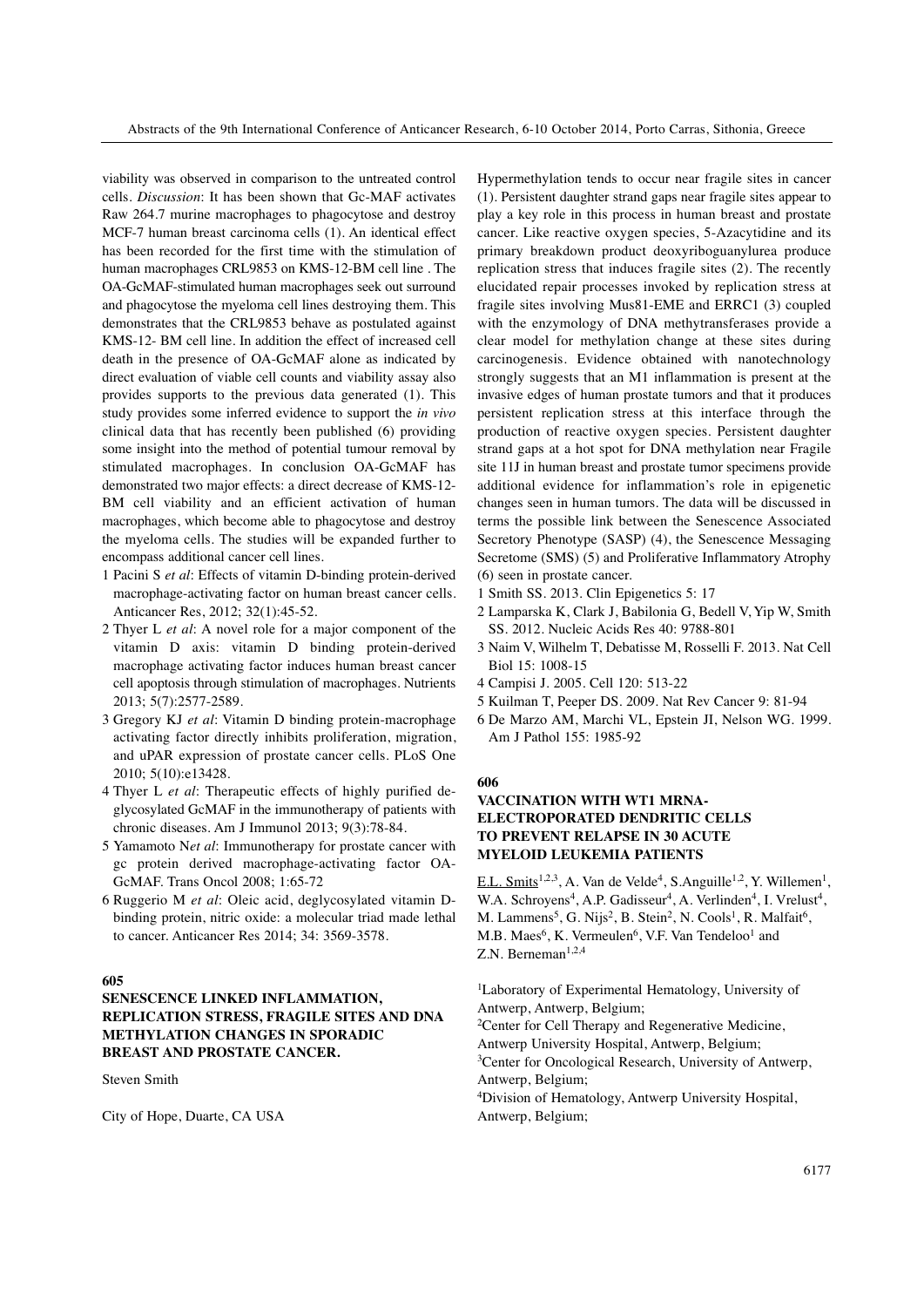viability was observed in comparison to the untreated control cells. *Discussion*: It has been shown that Gc-MAF activates Raw 264.7 murine macrophages to phagocytose and destroy MCF-7 human breast carcinoma cells (1). An identical effect has been recorded for the first time with the stimulation of human macrophages CRL9853 on KMS-12-BM cell line . The OA-GcMAF-stimulated human macrophages seek out surround and phagocytose the myeloma cell lines destroying them. This demonstrates that the CRL9853 behave as postulated against KMS-12- BM cell line. In addition the effect of increased cell death in the presence of OA-GcMAF alone as indicated by direct evaluation of viable cell counts and viability assay also provides supports to the previous data generated (1). This study provides some inferred evidence to support the *in vivo* clinical data that has recently been published (6) providing some insight into the method of potential tumour removal by stimulated macrophages. In conclusion OA-GcMAF has demonstrated two major effects: a direct decrease of KMS-12-BM cell viability and an efficient activation of human macrophages, which become able to phagocytose and destroy the myeloma cells. The studies will be expanded further to encompass additional cancer cell lines.

1 Pacini S *et al*: Effects of vitamin D-binding protein-derived macrophage-activating factor on human breast cancer cells. Anticancer Res, 2012; 32(1):45-52.
2 Thyer L *et al*: A novel role for a major component of the vitamin D axis: vitamin D binding protein-derived macrophage activating factor induces human breast cancer cell apoptosis through stimulation of macrophages. Nutrients 2013; 5(7):2577-2589.
3 Gregory KJ *et al*: Vitamin D binding protein-macrophage activating factor directly inhibits proliferation, migration, and uPAR expression of prostate cancer cells. PLoS One 2010; 5(10):e13428.
4 Thyer L *et al*: Therapeutic effects of highly purified deglycosylated GcMAF in the immunotherapy of patients with chronic diseases. Am J Immunol 2013; 9(3):78-84.
5 Yamamoto N*et al*: Immunotherapy for prostate cancer with gc protein derived macrophage-activating factor OA-GcMAF. Trans Oncol 2008; 1:65-72
6 Ruggerio M *et al*: Oleic acid, deglycosylated vitamin D-binding protein, nitric oxide: a molecular triad made lethal to cancer. Anticancer Res 2014; 34: 3569-3578.

**605**

### SENESCENCE LINKED INFLAMMATION, REPLICATION STRESS, FRAGILE SITES AND DNA METHYLATION CHANGES IN SPORADIC BREAST AND PROSTATE CANCER.

Steven Smith

City of Hope, Duarte, CA USA

Hypermethylation tends to occur near fragile sites in cancer (1). Persistent daughter strand gaps near fragile sites appear to play a key role in this process in human breast and prostate cancer. Like reactive oxygen species, 5-Azacytidine and its primary breakdown product deoxyriboguanylurea produce replication stress that induces fragile sites (2). The recently elucidated repair processes invoked by replication stress at fragile sites involving Mus81-EME and ERRC1 (3) coupled with the enzymology of DNA methytransferases provide a clear model for methylation change at these sites during carcinogenesis. Evidence obtained with nanotechnology strongly suggests that an M1 inflammation is present at the invasive edges of human prostate tumors and that it produces persistent replication stress at this interface through the production of reactive oxygen species. Persistent daughter strand gaps at a hot spot for DNA methylation near Fragile site 11J in human breast and prostate tumor specimens provide additional evidence for inflammation's role in epigenetic changes seen in human tumors. The data will be discussed in terms the possible link between the Senescence Associated Secretory Phenotype (SASP) (4), the Senescence Messaging Secretome (SMS) (5) and Proliferative Inflammatory Atrophy (6) seen in prostate cancer.

1 Smith SS. 2013. Clin Epigenetics 5: 17
2 Lamparska K, Clark J, Babilonia G, Bedell V, Yip W, Smith SS. 2012. Nucleic Acids Res 40: 9788-801
3 Naim V, Wilhelm T, Debatisse M, Rosselli F. 2013. Nat Cell Biol 15: 1008-15
4 Campisi J. 2005. Cell 120: 513-22
5 Kuilman T, Peeper DS. 2009. Nat Rev Cancer 9: 81-94
6 De Marzo AM, Marchi VL, Epstein JI, Nelson WG. 1999. Am J Pathol 155: 1985-92

**606**

### VACCINATION WITH WT1 MRNA-ELECTROPORATED DENDRITIC CELLS TO PREVENT RELAPSE IN 30 ACUTE MYELOID LEUKEMIA PATIENTS

E.L. Smits[1,2,3], A. Van de Velde[4], S.Anguille[1,2], Y. Willemen[1], W.A. Schroyens[4], A.P. Gadisseur[4], A. Verlinden[4], I. Vrelust[4], M. Lammens[5], G. Nijs[2], B. Stein[2], N. Cools[1], R. Malfait[6], M.B. Maes[6], K. Vermeulen[6], V.F. Van Tendeloo[1] and Z.N. Berneman[1,2,4]

[1]Laboratory of Experimental Hematology, University of Antwerp, Antwerp, Belgium;
[2]Center for Cell Therapy and Regenerative Medicine, Antwerp University Hospital, Antwerp, Belgium;
[3]Center for Oncological Research, University of Antwerp, Antwerp, Belgium;
[4]Division of Hematology, Antwerp University Hospital, Antwerp, Belgium;